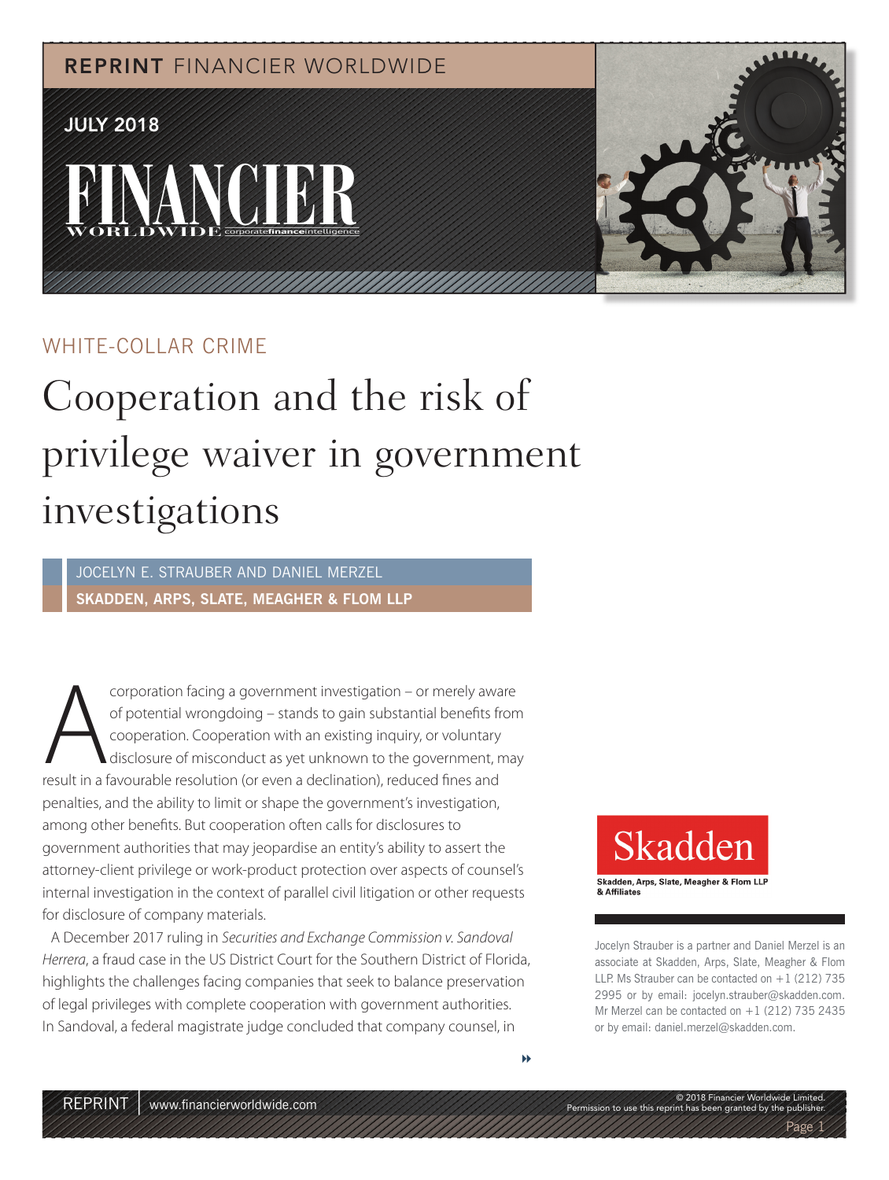REPRINT FINANCIER WORLDWIDE

JULY 2018

WHITE-COLLAR CRIME

# Cooperation and the risk of privilege waiver in government investigations

JOCELYN E. STRAUBER AND DANIEL MERZEL

**SKADDEN, ARPS, SLATE, MEAGHER & FLOM LLP**

A corporation facing a government investigation – or merely aware of potential wrongdoing – stands to gain substantial benefits from cooperation. Cooperation with an existing inquiry, or voluntary disclosure of misconduct as yet unknown to the government, may result in a favourable resolution (or even a declination), reduced fines and penalties, and the ability to limit or shape the government's investigation, among other benefits. But cooperation often calls for disclosures to government authorities that may jeopardise an entity's ability to assert the attorney-client privilege or work-product protection over aspects of counsel's internal investigation in the context of parallel civil litigation or other requests for disclosure of company materials.

A December 2017 ruling in *Securities and Exchange Commission v. Sandoval Herrera*, a fraud case in the US District Court for the Southern District of Florida, highlights the challenges facing companies that seek to balance preservation of legal privileges with complete cooperation with government authorities. In Sandoval, a federal magistrate judge concluded that company counsel, in

Skadden, Arps, Slate, Meagher & Flom LLP & Affiliates

Jocelyn Strauber is a partner and Daniel Merzel is an associate at Skadden, Arps, Slate, Meagher & Flom LLP. Ms Strauber can be contacted on +1 (212) 735 2995 or by email: jocelyn.strauber@skadden.com. Mr Merzel can be contacted on +1 (212) 735 2435 or by email: daniel.merzel@skadden.com.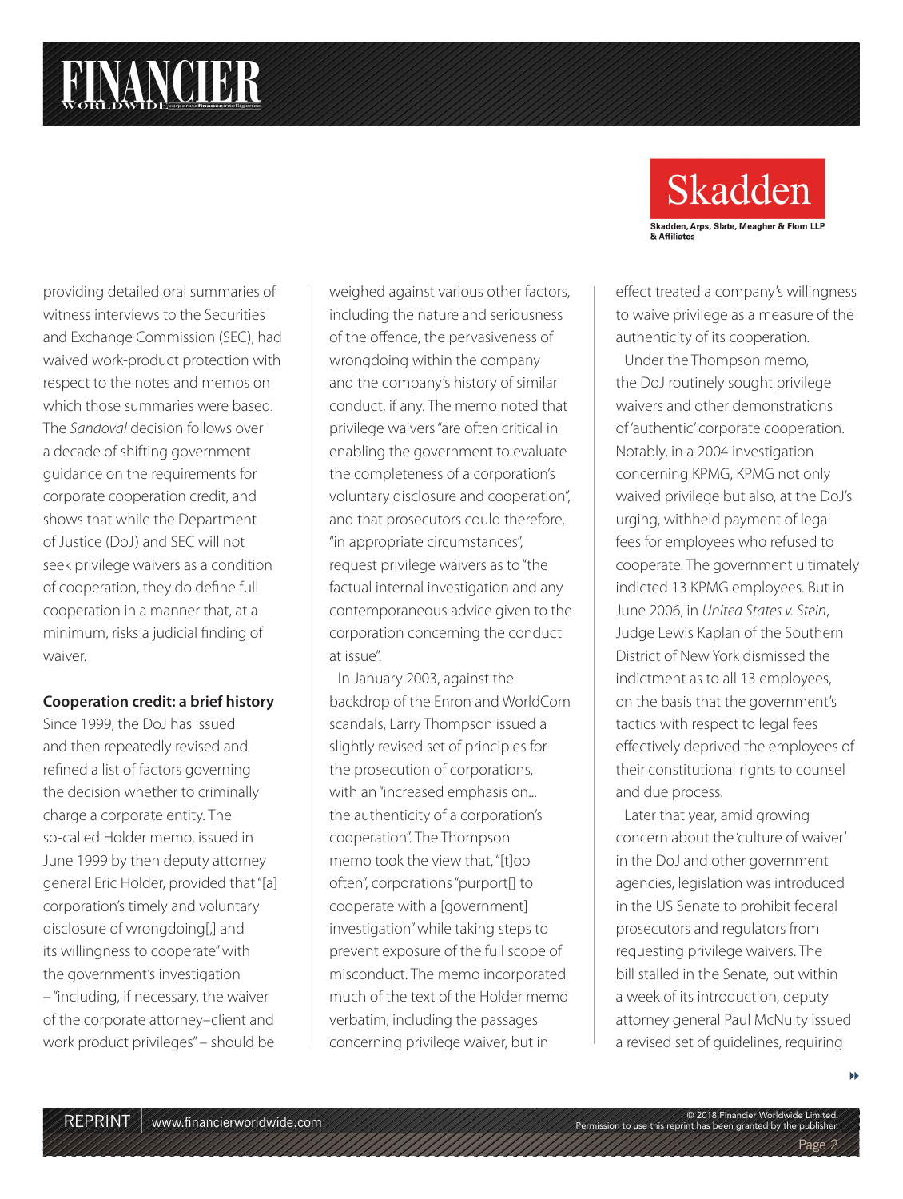providing detailed oral summaries of witness interviews to the Securities and Exchange Commission (SEC), had waived work-product protection with respect to the notes and memos on which those summaries were based. The *Sandoval* decision follows over a decade of shifting government guidance on the requirements for corporate cooperation credit, and shows that while the Department of Justice (DoJ) and SEC will not seek privilege waivers as a condition of cooperation, they do define full cooperation in a manner that, at a minimum, risks a judicial finding of waiver.

**Cooperation credit: a brief history**

Since 1999, the DoJ has issued and then repeatedly revised and refined a list of factors governing the decision whether to criminally charge a corporate entity. The so-called Holder memo, issued in June 1999 by then deputy attorney general Eric Holder, provided that "[a] corporation's timely and voluntary disclosure of wrongdoing[,] and its willingness to cooperate" with the government's investigation – "including, if necessary, the waiver of the corporate attorney–client and work product privileges" – should be weighed against various other factors, including the nature and seriousness of the offence, the pervasiveness of wrongdoing within the company and the company's history of similar conduct, if any. The memo noted that privilege waivers "are often critical in enabling the government to evaluate the completeness of a corporation's voluntary disclosure and cooperation", and that prosecutors could therefore, "in appropriate circumstances", request privilege waivers as to "the factual internal investigation and any contemporaneous advice given to the corporation concerning the conduct at issue".

In January 2003, against the backdrop of the Enron and WorldCom scandals, Larry Thompson issued a slightly revised set of principles for the prosecution of corporations, with an "increased emphasis on... the authenticity of a corporation's cooperation". The Thompson memo took the view that, "[t]oo often", corporations "purport[] to cooperate with a [government] investigation" while taking steps to prevent exposure of the full scope of misconduct. The memo incorporated much of the text of the Holder memo verbatim, including the passages concerning privilege waiver, but in effect treated a company's willingness to waive privilege as a measure of the authenticity of its cooperation.

Under the Thompson memo, the DoJ routinely sought privilege waivers and other demonstrations of 'authentic' corporate cooperation. Notably, in a 2004 investigation concerning KPMG, KPMG not only waived privilege but also, at the DoJ's urging, withheld payment of legal fees for employees who refused to cooperate. The government ultimately indicted 13 KPMG employees. But in June 2006, in *United States v. Stein*, Judge Lewis Kaplan of the Southern District of New York dismissed the indictment as to all 13 employees, on the basis that the government's tactics with respect to legal fees effectively deprived the employees of their constitutional rights to counsel and due process.

Later that year, amid growing concern about the 'culture of waiver' in the DoJ and other government agencies, legislation was introduced in the US Senate to prohibit federal prosecutors and regulators from requesting privilege waivers. The bill stalled in the Senate, but within a week of its introduction, deputy attorney general Paul McNulty issued a revised set of guidelines, requiring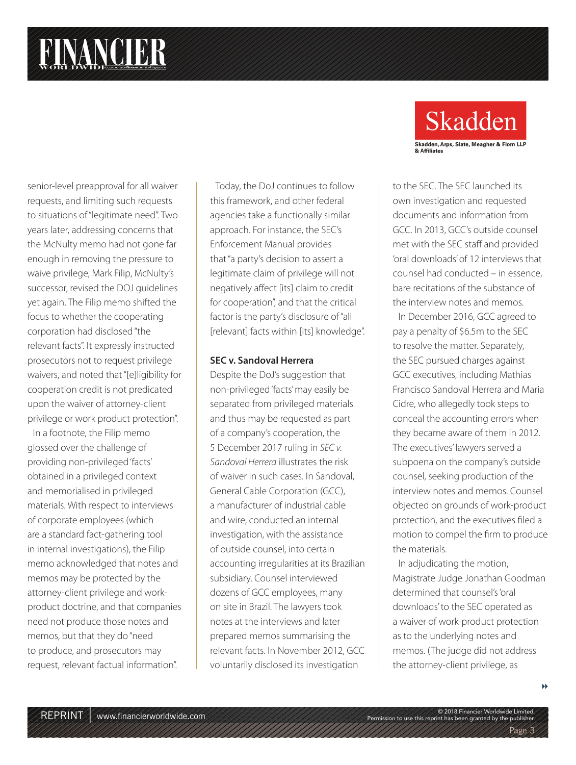senior-level preapproval for all waiver requests, and limiting such requests to situations of "legitimate need". Two years later, addressing concerns that the McNulty memo had not gone far enough in removing the pressure to waive privilege, Mark Filip, McNulty's successor, revised the DOJ guidelines yet again. The Filip memo shifted the focus to whether the cooperating corporation had disclosed "the relevant facts". It expressly instructed prosecutors not to request privilege waivers, and noted that "[e]ligibility for cooperation credit is not predicated upon the waiver of attorney-client privilege or work product protection".

In a footnote, the Filip memo glossed over the challenge of providing non-privileged 'facts' obtained in a privileged context and memorialised in privileged materials. With respect to interviews of corporate employees (which are a standard fact-gathering tool in internal investigations), the Filip memo acknowledged that notes and memos may be protected by the attorney-client privilege and work-product doctrine, and that companies need not produce those notes and memos, but that they do "need to produce, and prosecutors may request, relevant factual information".

Today, the DoJ continues to follow this framework, and other federal agencies take a functionally similar approach. For instance, the SEC's Enforcement Manual provides that "a party's decision to assert a legitimate claim of privilege will not negatively affect [its] claim to credit for cooperation", and that the critical factor is the party's disclosure of "all [relevant] facts within [its] knowledge".

**SEC v. Sandoval Herrera**

Despite the DoJ's suggestion that non-privileged 'facts' may easily be separated from privileged materials and thus may be requested as part of a company's cooperation, the 5 December 2017 ruling in *SEC v. Sandoval Herrera* illustrates the risk of waiver in such cases. In Sandoval, General Cable Corporation (GCC), a manufacturer of industrial cable and wire, conducted an internal investigation, with the assistance of outside counsel, into certain accounting irregularities at its Brazilian subsidiary. Counsel interviewed dozens of GCC employees, many on site in Brazil. The lawyers took notes at the interviews and later prepared memos summarising the relevant facts. In November 2012, GCC voluntarily disclosed its investigation to the SEC. The SEC launched its own investigation and requested documents and information from GCC. In 2013, GCC's outside counsel met with the SEC staff and provided 'oral downloads' of 12 interviews that counsel had conducted – in essence, bare recitations of the substance of the interview notes and memos.

In December 2016, GCC agreed to pay a penalty of $6.5m to the SEC to resolve the matter. Separately, the SEC pursued charges against GCC executives, including Mathias Francisco Sandoval Herrera and Maria Cidre, who allegedly took steps to conceal the accounting errors when they became aware of them in 2012. The executives' lawyers served a subpoena on the company's outside counsel, seeking production of the interview notes and memos. Counsel objected on grounds of work-product protection, and the executives filed a motion to compel the firm to produce the materials.

In adjudicating the motion, Magistrate Judge Jonathan Goodman determined that counsel's 'oral downloads' to the SEC operated as a waiver of work-product protection as to the underlying notes and memos. (The judge did not address the attorney-client privilege, as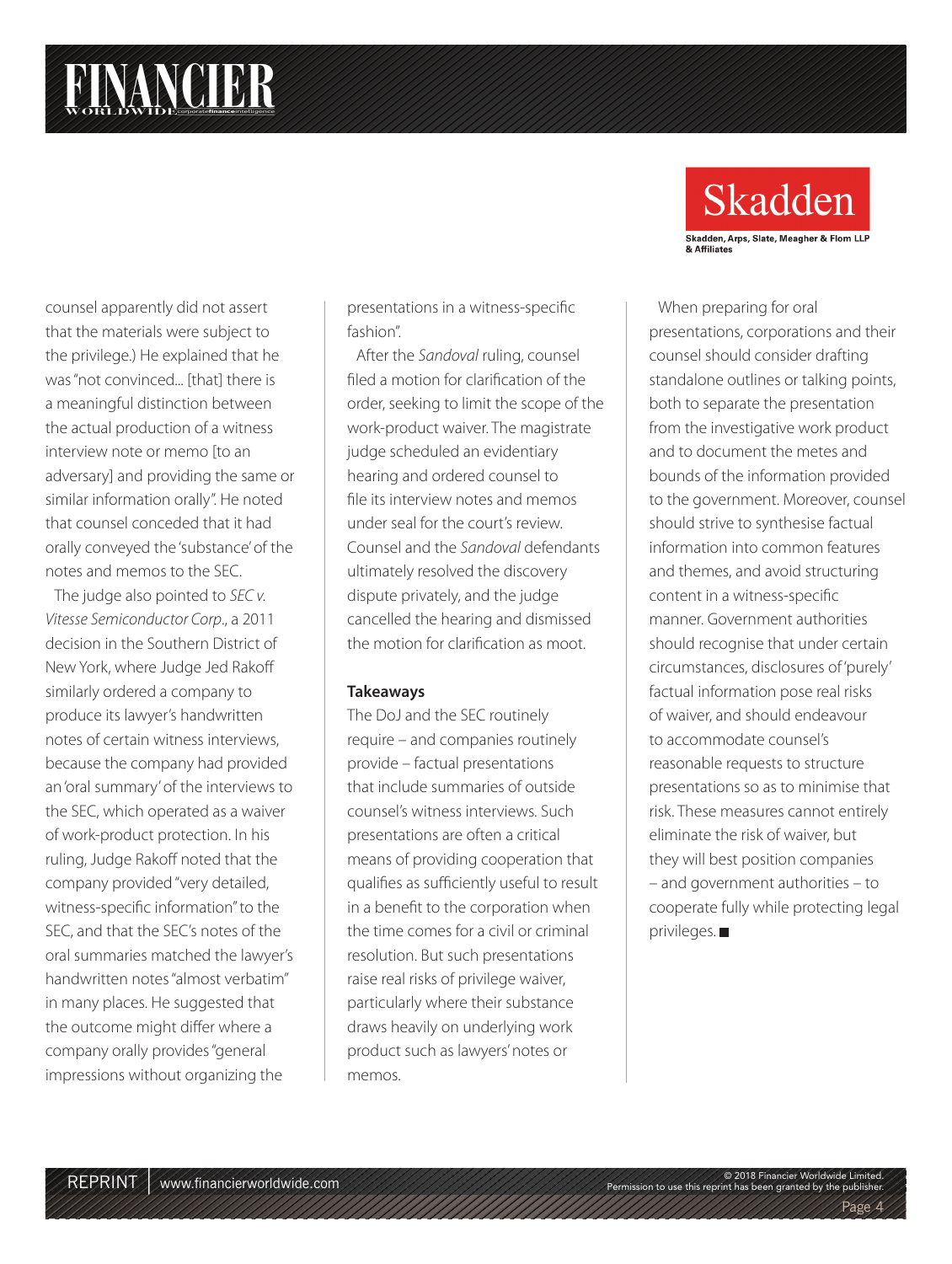counsel apparently did not assert that the materials were subject to the privilege.) He explained that he was "not convinced... [that] there is a meaningful distinction between the actual production of a witness interview note or memo [to an adversary] and providing the same or similar information orally". He noted that counsel conceded that it had orally conveyed the 'substance' of the notes and memos to the SEC.

The judge also pointed to *SEC v. Vitesse Semiconductor Corp.*, a 2011 decision in the Southern District of New York, where Judge Jed Rakoff similarly ordered a company to produce its lawyer's handwritten notes of certain witness interviews, because the company had provided an 'oral summary' of the interviews to the SEC, which operated as a waiver of work-product protection. In his ruling, Judge Rakoff noted that the company provided "very detailed, witness-specific information" to the SEC, and that the SEC's notes of the oral summaries matched the lawyer's handwritten notes "almost verbatim" in many places. He suggested that the outcome might differ where a company orally provides "general impressions without organizing the presentations in a witness-specific fashion".

After the *Sandoval* ruling, counsel filed a motion for clarification of the order, seeking to limit the scope of the work-product waiver. The magistrate judge scheduled an evidentiary hearing and ordered counsel to file its interview notes and memos under seal for the court's review. Counsel and the *Sandoval* defendants ultimately resolved the discovery dispute privately, and the judge cancelled the hearing and dismissed the motion for clarification as moot.

**Takeaways**

The DoJ and the SEC routinely require – and companies routinely provide – factual presentations that include summaries of outside counsel's witness interviews. Such presentations are often a critical means of providing cooperation that qualifies as sufficiently useful to result in a benefit to the corporation when the time comes for a civil or criminal resolution. But such presentations raise real risks of privilege waiver, particularly where their substance draws heavily on underlying work product such as lawyers' notes or memos.

When preparing for oral presentations, corporations and their counsel should consider drafting standalone outlines or talking points, both to separate the presentation from the investigative work product and to document the metes and bounds of the information provided to the government. Moreover, counsel should strive to synthesise factual information into common features and themes, and avoid structuring content in a witness-specific manner. Government authorities should recognise that under certain circumstances, disclosures of 'purely' factual information pose real risks of waiver, and should endeavour to accommodate counsel's reasonable requests to structure presentations so as to minimise that risk. These measures cannot entirely eliminate the risk of waiver, but they will best position companies – and government authorities – to cooperate fully while protecting legal privileges. ■